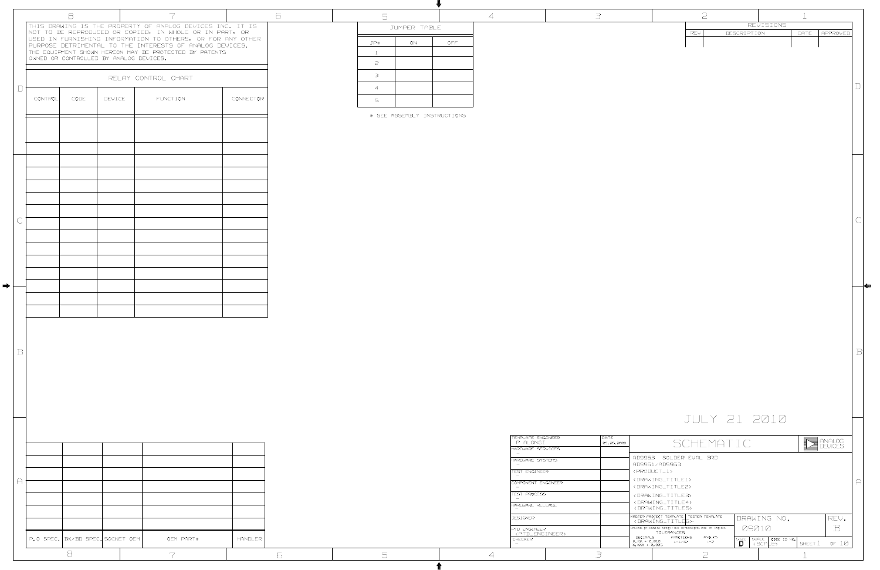THIS DRAWING IS THE PROPERTY OF ANALOG DEVICES INC. IT IS NOT TO BE REPRODUCED OR COPIED, IN WHOLE OR IN PART, OR USED IN FURNISHING INFORMATION TO OTHERS, OR FOR ANY OTHER PURPOSE DETRIMENTAL TO THE INTERESTS OF ANALOG DEVICES. THE EQUIPMENT SHOWN HEREON MAY BE PROTECTED BY PATENTS OWNED OR CONTROLLED BY ANALOG DEVICES.

**RELAY CONTROL CHART**

| CONTROL | CODE | DEVICE | FUNCTION | CONNECTOR |
|---|---|---|---|---|
| | | | | |

**JUMPER TABLE**

| JP# | ON | OFF |
|---|---|---|
| 1 | | |
| 2 | | |
| 3 | | |
| 4 | | |
| 5 | | |

* SEE ASSEMBLY INSTRUCTIONS

**REVISIONS**

| REV | DESCRIPTION | DATE | APPROVED |
|---|---|---|---|
| | | | |

JULY 21 2010

| P.O SPEC. | BK/BD SPEC. | SOCKET OEM | OEM PART# | HANDLER |
|---|---|---|---|---|
| | | | | |

| | DATE |
|---|---|
| TEMPLATE ENGINEER: P. ALONGI | 04.26.2000 |
| HARDWARE SERVICES | |
| HARDWARE SYSTEMS | |
| TEST ENGINEER | |
| COMPONENT ENGINEER | |
| TEST PROCESS | |
| HARDWARE RELEASE | |
| DESIGNER | |
| PTD ENGINEER: <PTD_ENGINEER> | |
| CHECKER | |

SCHEMATIC

ANALOG DEVICES

AD9963 SOLDER EVAL BRD
AD9961/AD9963
<PRODUCT_1>
<DRAWING_TITLE1>
<DRAWING_TITLE2>
<DRAWING_TITLE3>
<DRAWING_TITLE4>

MASTER PROJECT TEMPLATE / TESTER TEMPLATE: <DRAWING_TITLE5>

UNLESS OTHERWISE SPECIFIED DIMENSIONS ARE IN INCHES
TOLERANCES
DECIMALS: X.XX ± 0.010, X.XXX ± 0.005
FRACTIONS: ± 1/32
ANGLES: ± 2°

DRAWING NO. 09010
REV. B
SIZE D
SCALE <SCALE>
CODE ID NO.
SHEET 1 OF 10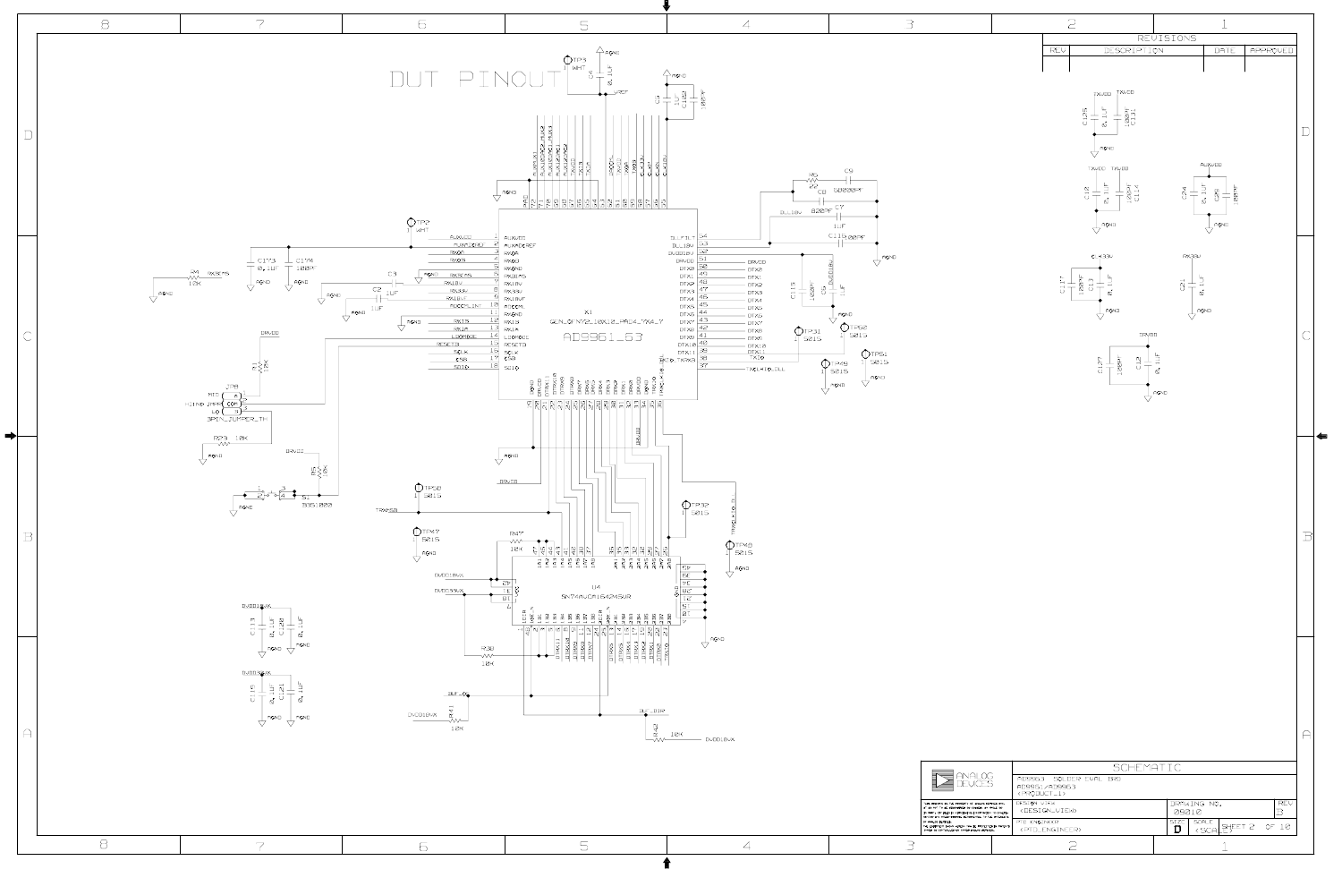# DUT PINOUT

## REVISIONS

| REV | DESCRIPTION | DATE | APPROVED |
|---|---|---|---|
| | | | |

X1
GEN_QFN72_10X10_PAD4_7X4_7
AD9961_63

U4
SN74AVCB164245VR

JP4
3PIN_JUMPER_TH

S1
B3S1000

| | |
|---|---|
| SCHEMATIC | |
| AD9963 SOLDER EVAL BRD<br>AD9961/AD9963<br><PRODUCT_1> | |
| DESIGN VIEW<br><DESIGN_VIEW> | DRAWING NO.<br>09010 |
| PTD ENGINEER<br><PTD_ENGINEER> | REV<br>B |
| SIZE<br>D | SCALE<br><SCALE> |
| SHEET 2 OF 10 | |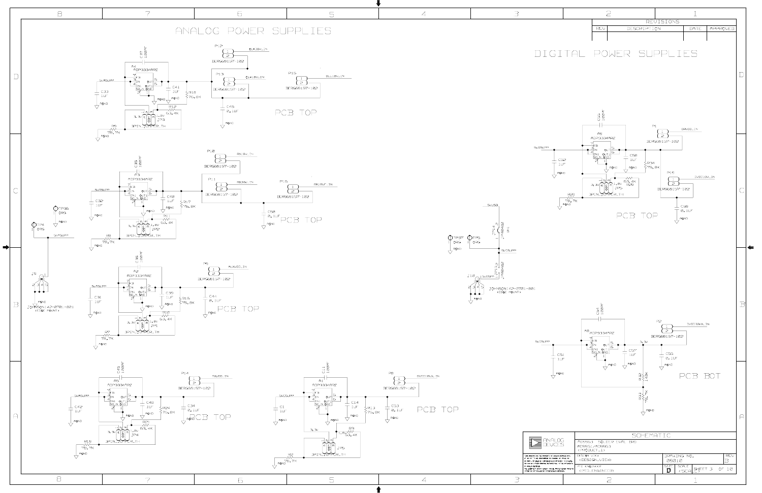# ANALOG POWER SUPPLIES

# DIGITAL POWER SUPPLIES

| REVISIONS | | | |
|---|---|---|---|
| REV | DESCRIPTION | DATE | APPROVED |

C37 100PF
P4 ADP3334ARZ
P12 BERG69157-102 CLK3V_IN
P13 BERG69157-102 CLK18V_IN
P15 BERG69157-102 DLL18V_IN
5VSUPP
C33 1UF
C41 1UF
R18 76.8K
C45 2.1UF
R12 63.4K
1.8V
3.3V
JP3 3PIN_JUMPER_TH
R9 78.7K
AGND

PCB TOP

C35 100PF
P3 ADP3334ARZ
P10 BERG69157-102 RX18V_IN
P11 BERG69157-102 RX33V_IN
P16 BERG69157-102 RX18VF_IN
C32 1UF
C40 1UF
R17 76.8K
C50 0.1UF
R11 63.4K
JP2 3PIN_JUMPER_TH
R8 78.7K

PCB TOP

TP36 ORG
TP4 ORG
5VSUPP
J9 JOHNSON142-0701-801 (EDGE MOUNT)

C36 100PF
P2 ADP3334ARZ
P9 BERG69157-102 AUXVDD_IN
C31 1UF
C39 1UF
R15 76.8K
C44 0.1UF
R10 63.4K
JP1 3PIN_JUMPER_TH
R7 78.7K

PCB TOP

C49 100PF
P5 ADP3334ARZ
P14 BERG69157-102 TXVDD_IN
C42 1UF
C48 1UF
R24 76.8K
C34 2.1UF
R21 63.4K
JP4 3PIN_JUMPER_TH
R19 78.7K

PCB TOP

C11 100PF
P1 ADP3334ARZ
P8 BERG69157-102 DVDD18V_IN
C1 1UF
C14 1UF
R13 76.8K
C53 0.1UF
R3 63.4K
JP5 3PIN_JUMPER_TH
R2 78.7K

PCB TOP

5VSUP
JP14 JMP0402
JP13 JMP0402
TP37 ORG
TP5 ORG
5VSUPP
J10 JOHNSON142-0701-801 (EDGE MOUNT)

C60 100PF
P9 ADP3334ARZ
P1 BERG69157-102 DRVDD_IN
C52 1UF
C58 1UF
R34 76.8K
P15 BERG69157-102 DVDD18V_IN
C59 0.1UF
R29 63.4K
JP6 3PIN_JUMPER_TH
R30 78.7K

PCB TOP

C54 100PF
P8 ADP3334ARZ
P2 BERG69157-102 DVDD33AUX_IN
3.3V
C51 1UF
C57 1UF
C56 0.1UF
R32 140K
R33 78.7K

PCB BOT

SCHEMATIC

ANALOG DEVICES

AD9963 SOLDER EVAL BRD
AD9961/AD9963
(PRODUCT_ID)

DESIGN VIEW (DESIGN_VIEW)

PCB ENGINEER (PCB_ENGINEER)

DRAWING NO. 09810 | REV B

SIZE D | SCALE (SCALE) | SHEET 3 OF 10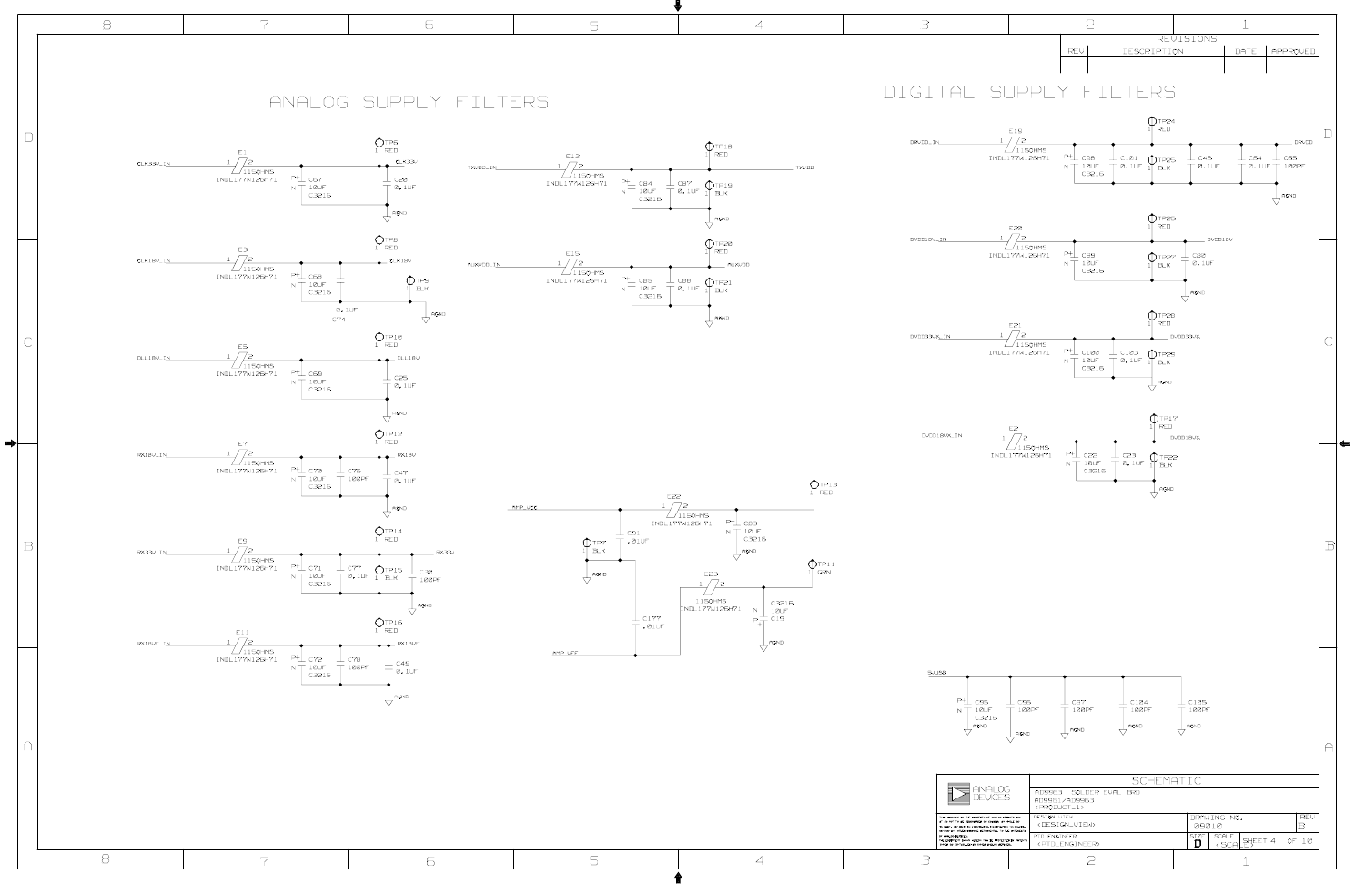# ANALOG SUPPLY FILTERS

| Ferrite | Input Net | Output Net | Capacitors | Test Points |
|---|---|---|---|---|
| E1 (115OHMS, INDL177X126H71) | CLK33V_IN | CLK33V | C67 10UF C3216; C28 0.1UF | TP6 RED |
| E3 (115OHMS, INDL177X126H71) | CLK18V_IN | CLK18V | C68 10UF C3216; C74 0.1UF | TP8 RED; TP9 BLK |
| E5 (115OHMS, INDL177X126H71) | DLL18V_IN | DLL18V | C69 10UF C3216; C25 0.1UF | TP10 RED |
| E7 (115OHMS, INDL177X126H71) | RX18V_IN | RX18V | C70 10UF C3216; C75 100PF; C47 0.1UF | TP12 RED |
| E9 (115OHMS, INDL177X126H71) | RX33V_IN | RX33V | C71 10UF C3216; C77 0.1UF; C32 100PF | TP14 RED; TP15 BLK |
| E11 (115OHMS, INDL177X126H71) | RX18VF_IN | RX18VF | C72 10UF C3216; C78 100PF; C40 0.1UF | TP16 RED |
| E13 (115OHMS, INDL177X126H71) | TXVDD_IN | TXVDD | C84 10UF C3216; C87 0.1UF | TP18 RED; TP19 BLK |
| E15 (115OHMS, INDL177X126H71) | AUXVDD_IN | AUXVDD | C85 10UF C3216; C88 0.1UF | TP20 RED; TP21 BLK |
| E22 (115OHMS, INDL177X126H71) | AMP_VCC | — | C91 .01UF; C83 10UF C3216 | TP13 RED; TP7 BLK |
| E23 (115OHMS, INDL177X126H71) | AMP_VEE | — | C177 .01UF; C19 10UF C3216 | TP11 GRN |

All grounds: AGND

# DIGITAL SUPPLY FILTERS

| Ferrite | Input Net | Output Net | Capacitors | Test Points |
|---|---|---|---|---|
| E19 (115OHMS, INDL177X126H71) | DRVDD_IN | DRVDD | C98 10UF C3216; C121 0.1UF; C43 0.1UF; C64 0.1UF; C65 100PF | TP24 RED; TP25 BLK |
| E20 (115OHMS, INDL177X126H71) | DVDD18V_IN | DVDD18V | C99 10UF C3216; C80 0.1UF | TP26 RED; TP27 BLK |
| E21 (115OHMS, INDL177X126H71) | DVDD33AUX_IN | DVDD33AUX | C100 10UF C3216; C123 0.1UF | TP28 RED; TP29 BLK |
| E2 (115OHMS, INDL177X126H71) | DVDD18AUX_IN | DVDD18AUX | C22 10UF C3216; C23 0.1UF | TP17 RED; TP22 BLK |

5VUSB: C95 10UF C3216; C96 100PF; C97 100PF; C124 100PF; C125 100PF (AGND)

SCHEMATIC

AD9963 SOLDER EVAL BRD

AD9961/AD9963

(PRODUCT_ID)

DESIGN VIEW (DESIGN_VIEW)

PTD ENGINEER (PTD_ENGINEER)

DRAWING NO. 09010

REV B

SIZE D

SCALE (SCALE)

SHEET 4 OF 10

ANALOG DEVICES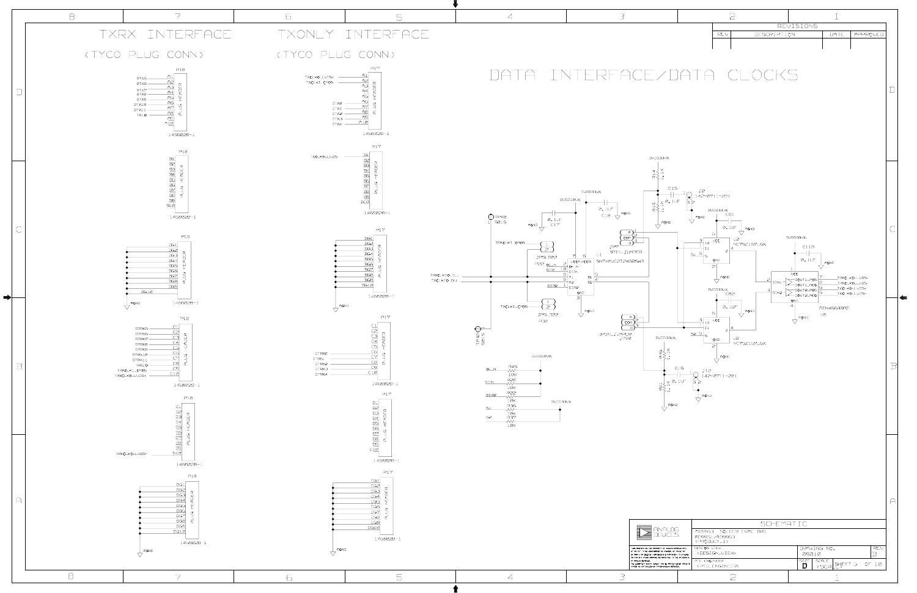# DATA INTERFACE/DATA CLOCKS

## TXRX INTERFACE (TYCO PLUG CONN)

P18 — PLUG HEADER 1469028-1

| Pin | Signal |
|---|---|
| A1 | DTX5 |
| A2 | DTX6 |
| A3 | DTX7 |
| A4 | DTX8 |
| A5 | DTX9 |
| A6 | DTX10 |
| A7 | DTX11 |
| A8 | TX0 |
| A9 | |
| A10 | |

P18 — PLUG HEADER 1469028-1: B1–B10

P18 — PLUG HEADER 1469028-1: BG1–BG10 → AGND

P18 — PLUG HEADER 1469028-1

| Pin | Signal |
|---|---|
| C1 | DTRX5 |
| C2 | DTRX6 |
| C3 | DTRX7 |
| C4 | DTRX8 |
| C5 | DTRX9 |
| C6 | DTRX10 |
| C7 | DTRX11 |
| C8 | TRX0 |
| C9 | TRXCLK1_CMOS |
| C10 | TRXCLK0_LVDS+ |

P18 — PLUG HEADER 1469028-1: D1–D10; D10 — TRXCLK0_LVDS-

P18 — PLUG HEADER 1469028-1: DG1–DG10 → AGND

## TXONLY INTERFACE (TYCO PLUG CONN)

P17 — PLUG HEADER 1469028-1

| Pin | Signal |
|---|---|
| A1 | TXCLK0_LVDS+ |
| A2 | TXCLK1_CMOS |
| A3–A7 | |
| A8 | DTX0 |
| A9 | DTX1 |
| A10 | DTX2 |
| A9 | DTX3 |
| A10 | DTX4 |

P17 — PLUG HEADER 1469028-1: B1 — TXCLK0_LVDS-; B2–B10

P17 — PLUG HEADER 1469028-1: BG1–BG10 → AGND

P17 — PLUG HEADER 1469028-1: C8 — DTRX0, DTRX1, C9 — DTRX2, DTRX3, C10 — DTRX4

P17 — PLUG HEADER 1469028-1: D1–D10

P17 — PLUG HEADER 1469028-1: DG1–DG10 → AGND

## Data clock circuitry

- TP10 S015, TP11 S015
- TXCLK1_CMOS, TXCLK0_DLL, TXCLK0_DLL
- JP9 S082, JP5 S082, P32
- U1 SN74AVC2T245RSW2 (VCCA, VCCB, DIR, A1, A2, B1, B2, GND, OE_N)
- C17 0.1UF, C18 0.1UF, DVDD18UX, DVDD33UX, AGND
- JP9 3PIN_JUMPER, JP10 3PIN_JUMPER
- R14 1.1K, R15 1.1K, R18 1.1K, R21 1.1K, C15 0.1UF, C16 0.1UF
- J2 142-0711-201, J12 142-0711-201
- U2 NC7SZ157L6X, U3 NC7SZ157L6X, C81 0.1UF, C82 0.1UF, DVDD33UX
- U9 ADN4663BRZ, C110 0.1UF — DOUT1_POS: TRXCLK0_LVDS+, DOUT1_NEG: TRXCLK0_LVDS-, DOUT2_POS: TXCLK0_LVDS+, DOUT2_NEG: TXCLK0_LVDS-
- R45 10K (OE_N), R30 10K (DIR1), R32 10K (DIR2) — DVDD18UX
- R36 10K (S1), R37 10K (S2) — DVDD33UX

| | |
|---|---|
| SCHEMATIC | |
| AD9963 SOLDER EVAL BRD | |
| AD9961/AD9963 <PRODUCT_1> | |
| DESIGN VIEW <DESIGN_VIEW> | DRAWING NO. 09010 |
| PCB ENGINEER <PCB_ENGINEER> | REV B |
| SIZE D | SCALE <SCALE> SHEET 5 OF 10 |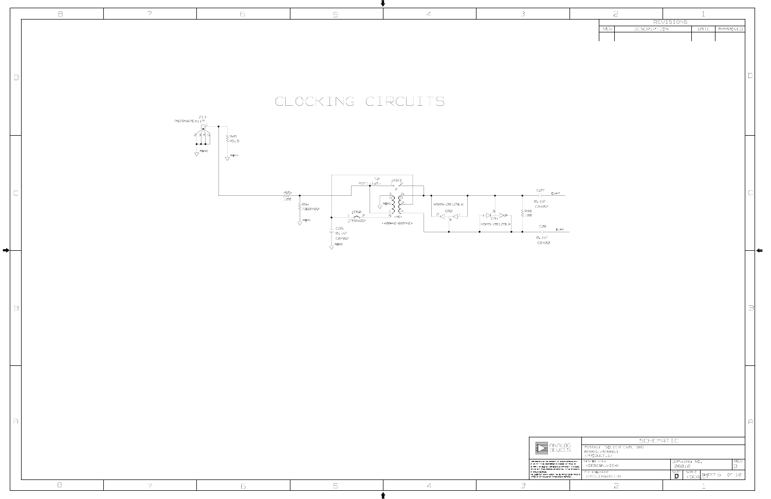# CLOCKING CIRCUITS

J13
PSTRNKPE4117

R45
49.9

AGND

T2
ADT1-1WT
JP23

R25
100

R54
TBD0402

JP58
1 2
JP0402

C25
0.1UF
C0402

(400KHZ-800MHZ)

HSMS-2812BLK
CR2

CR1
HSMS-2812BLK

R48
100

C27
0.1UF
C0402
CLKP

C28
0.1UF
C0402
CLKN

| REVISIONS | | | |
|---|---|---|---|
| REV | DESCRIPTION | DATE | APPROVED |

ANALOG DEVICES

SCHEMATIC

AD9963 SOLDER EVAL BRD
AD9961/AD9963
<PRODUCT_1>

DESIGN VIEW
<DESIGN_VIEW>

PTD ENGINEER
<PTD_ENGINEER>

DRAWING NO.
09010

REV
B

SIZE D

SCALE <SCALE>

SHEET 6 OF 10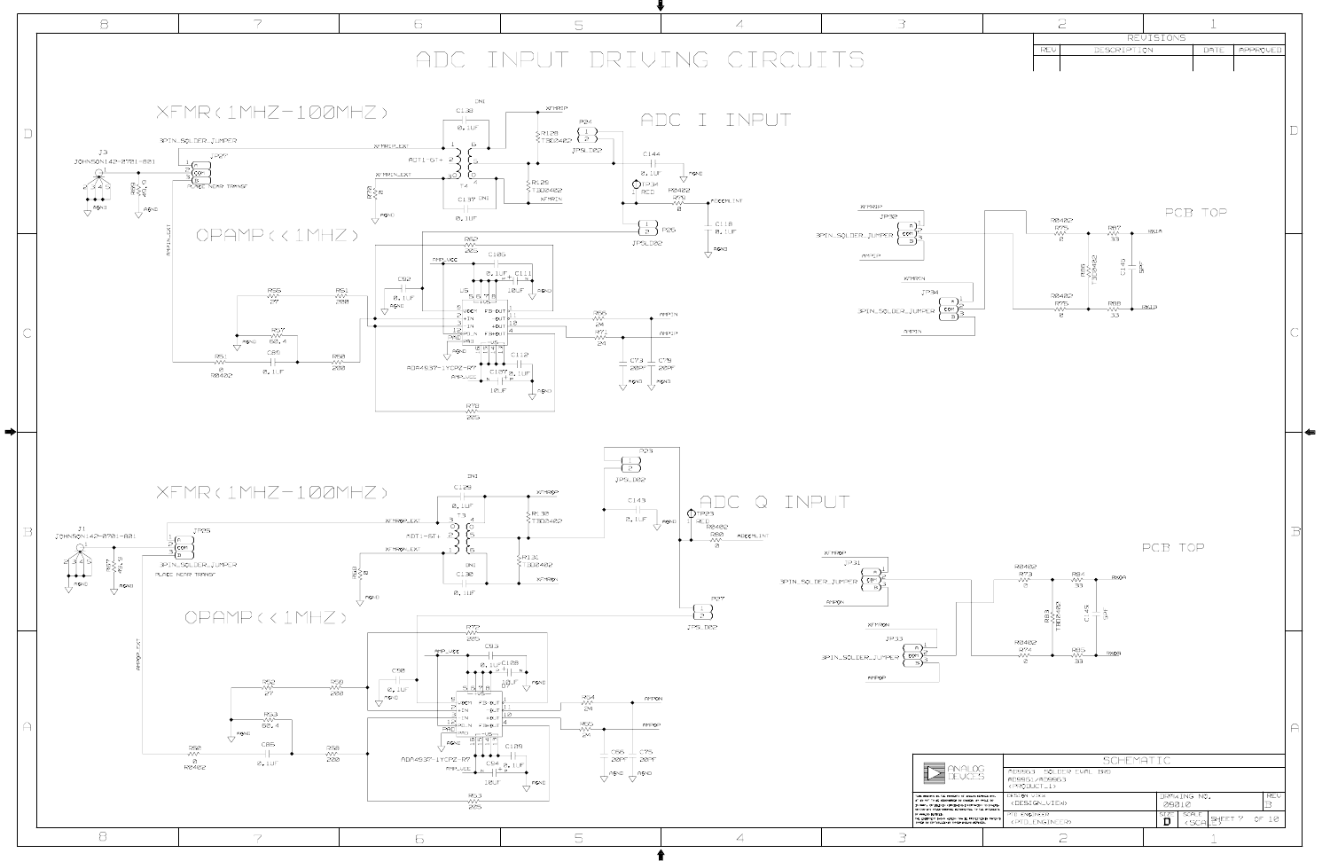# ADC INPUT DRIVING CIRCUITS

## XFMR(1MHZ-100MHZ)

## ADC I INPUT

J3 JOHNSON142-0701-801

JP27 3PIN_SOLDER_JUMPER

PLACE NEAR TRANSF

R69 49.9

T4 ADT1-6T+

C138 0.1UF

C137 0.1UF

R128 TBD0402

R129 TBD0402

R70 0

P24 JPSLD02

C144 0.1UF

TP34 RED

R79 R0402 0

ADCCMLINT

P26 JPSLD02

C118 0.1UF

XFMRIP

XFMRIN

XFMRIN_EXT

XFMRIP_EXT

AMPIN_EXT

## OPAMP(<1MHZ)

R62 205

C105

C111 10UF

C92 0.1UF

U5

ADA4937-1YCPZ-R7

R56 27

R61 200

R57 60.4

R51 0 R0402

C80 0.1UF

R60 200

R66 24

R71 24

C73 20PF

C76 20PF

C107 10UF

C112 0.1UF

R78 205

AMPIN

AMPIP

AMP_VCC

AGND

JP32 3PIN_SOLDER_JUMPER

JP34 3PIN_SOLDER_JUMPER

R75 R0402 0

R76 R0402 0

R67 33

R68 33

R55 TBD0402

C149 5PF

VIN+A

VIN-A

PCB TOP

## XFMR(1MHZ-100MHZ)

## ADC Q INPUT

J1 JOHNSON142-0701-801

JP25 3PIN_SOLDER_JUMPER

PLACE NEAR TRANSF

R37 49.9

T3 ADT1-6T+

C129 0.1UF

C130 0.1UF

R130 TBD0402

R131 TBD0402

R40 0

P23 JPSLD02

C143 0.1UF

TP23 RED

R80 R0402 0

ADCCMLINT

P27 JPSLD02

XFMRQP

XFMRQN

XFMRQN_EXT

XFMRQP_EXT

AMPQN_EXT

## OPAMP(<1MHZ)

R72 205

C93

C128 10UF

C90 0.1UF

R52 27

R58 200

R33 60.4

R50 0 R0402

C85 0.1UF

R59 200

ADA4937-1YCPZ-R7

R54 24

R55 24

C86 20PF

C75 20PF

C94 10UF

C109 0.1UF

R53 205

AMPQN

AMPQP

AMP_VCC

JP31 3PIN_SOLDER_JUMPER

JP33 3PIN_SOLDER_JUMPER

R73 R0402 0

R74 R0402 0

R84 33

R85 33

R83 TBD0402

C145 5PF

VIN-B

VIN+B

PCB TOP

| REVISIONS | | | |
|---|---|---|---|
| REV | DESCRIPTION | DATE | APPROVED |

ANALOG DEVICES

SCHEMATIC

AD9963 SOLDER EVAL BRD

AD9961/AD9963

DESIGN VIEW

PTD ENGINEER

DRAWING NO. 09010

REV B

SIZE D

SHEET 7 OF 10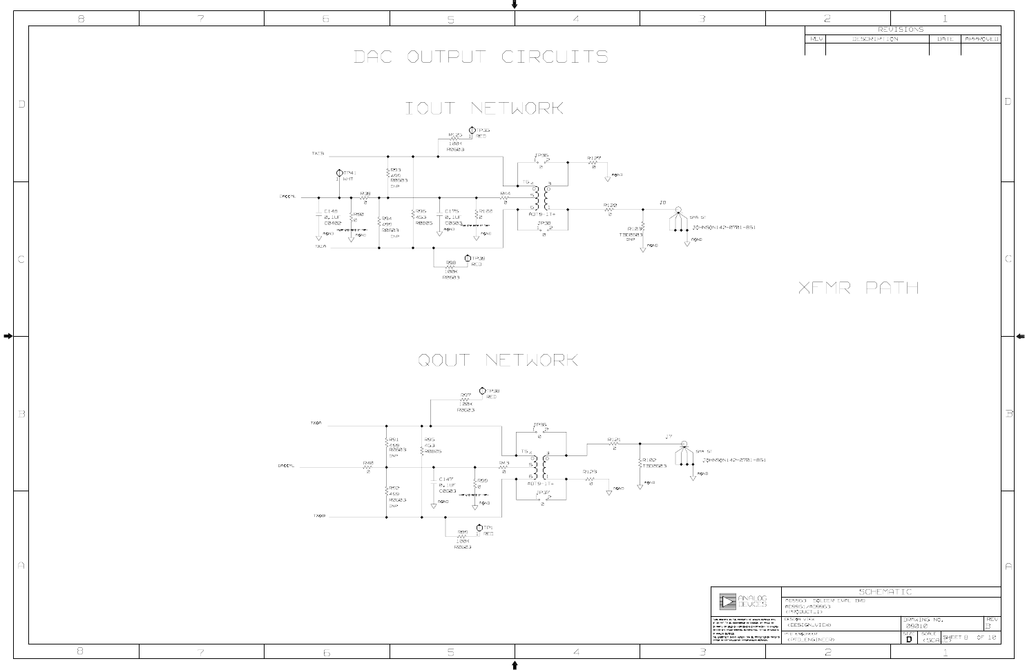# DAC OUTPUT CIRCUITS

## IOUT NETWORK

TXIB

TP35 RED

R125 100K R0603

TP41 WHT

R93 200 R0603 DNP

JP35 0

R127 0

AGND

DACCML

R39 0

R44 0

T5 AD19-1T+

C148 0.1UF C0402

R90 0

R94 200 R0603 DNP

R95 453 R0805

C175 0.1UF C0603

R122 0

R122 0

J8 SMA ST

JOHNSON142-0701-851

R123 TBD0603 DNP

AGND

JP38 0

TXIA

R98 100K R0603

TP39 RED

XFMR PATH

## QOUT NETWORK

R97 100K R0603

TP38 RED

TXQA

R91 499 R0603 DNP

R95 453 R0805

JP36 0

R121 0

J7 SMA ST

JOHNSON142-0701-851

DACCML

R40 0

R43 0

T5 AD19-1T+

R100 TBD0603

AGND

C147 0.1UF C0603

R99 0

R129 0

AGND

R92 499 R0603 DNP

JP37 0

TXQB

R89 100K R0603

TP1 RED

| REVISIONS | | | |
|---|---|---|---|
| REV | DESCRIPTION | DATE | APPROVED |

| ANALOG DEVICES | SCHEMATIC | | |
|---|---|---|---|
| | AD9963 SOLDER EVAL BRD AD9961/AD9963 <PRODUCT_1> | | |
| DESIGN VIEW <DESIGN_VIEW> | | DRAWING NO. 09010 | REV B |
| PTD ENGINEER <PTD_ENGINEER> | | SIZE D | SCALE <SCALE> | SHEET 8 OF 10 |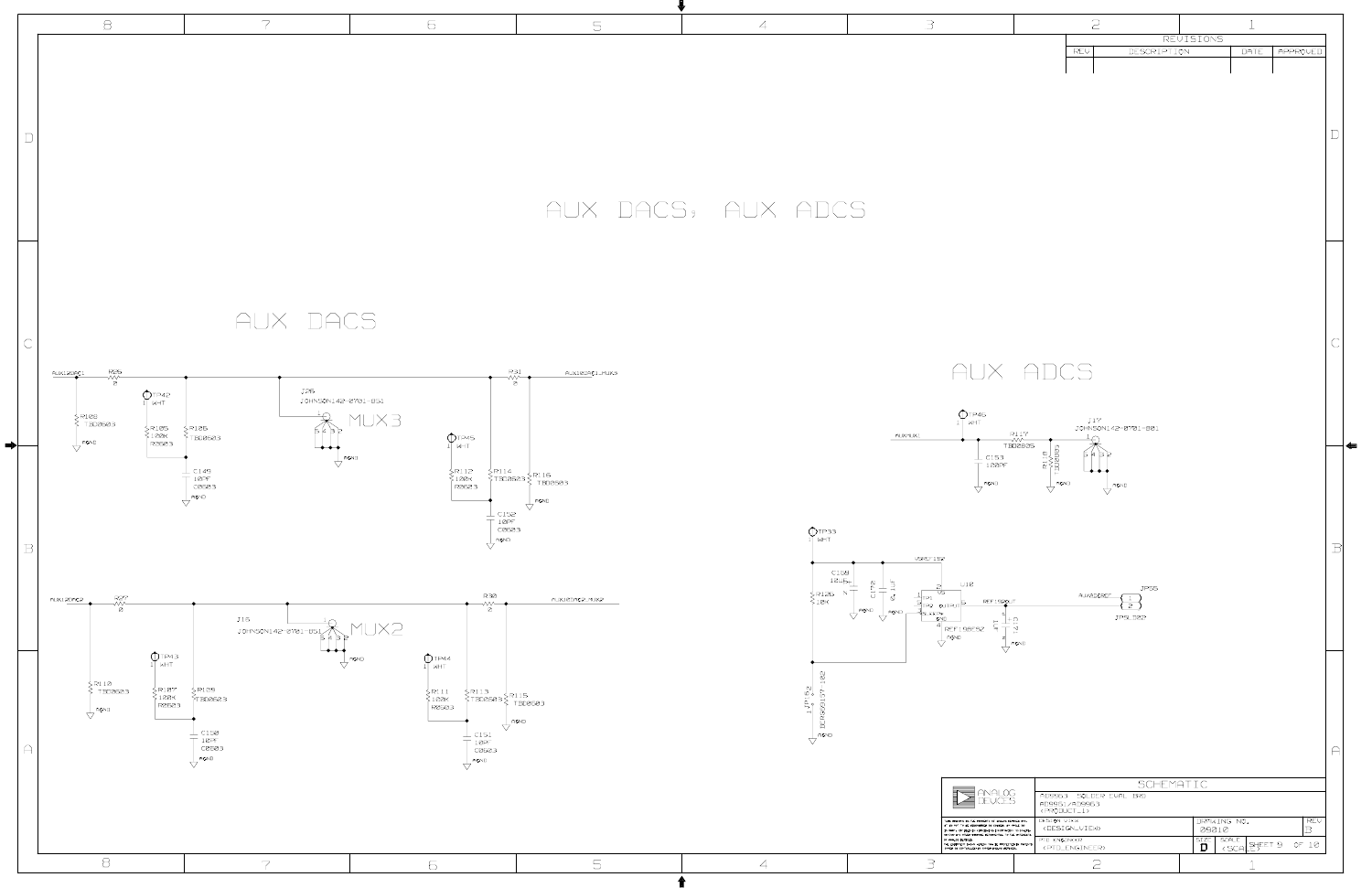# AUX DACS, AUX ADCS

## AUX DACS

AUXIDAC1 — R29 0 — AUXIDAC1_MUX3

R108 TBD0603 — AGND

TP42 WHT

R105 100K R0603

R106 TBD0603

C149 10PF C0603 — AGND

J26 JOHNSON142-0701-851

MUX3

TP45 WHT

R112 100K R0603

R114 TBD0603

R31 0

R116 TBD0603 — AGND

C152 10PF C0603 — AGND

AUXIDAC2 — R27 0 — R30 0 — AUXIDAC2_MUX2

R110 TBD0603 — AGND

J15 JOHNSON142-0701-851

MUX2

TP43 WHT

R107 100K R0603

R109 TBD0603

C150 10PF C0603 — AGND

TP44 WHT

R111 100K R0603

R113 TBD0603

R115 TBD0603 — AGND

C151 10PF C0603 — AGND

## AUX ADCS

AUXADC — TP46 WHT — R117 TBD0805 — J17 JOHNSON142-0701-801

C153 100PF — AGND

R118 TBD0805 — AGND

TP33 WHT

VREF192

C169 10UF

C172 0.1UF

R126 10K

U10 REF198FSZ

VS, OUTPUT, REF1980UT, GND

C171 1UF — AGND

AUXADCREF — JP55 — JPSLD02

JP52 BERG0137-102

| SCHEMATIC | | |
|---|---|---|
| AD9963 SOLDER EVAL BRD | | |
| AD9961/AD9963 | | |
| <PRODUCT_I> | | |
| DESIGN VIEW <DESIGN_VIEW> | DRAWING NO. 09010 | REV B |
| PTD ENGINEER <PTD_ENGINEER> | SIZE D | SCALE <SCALE> SHEET 9 OF 10 |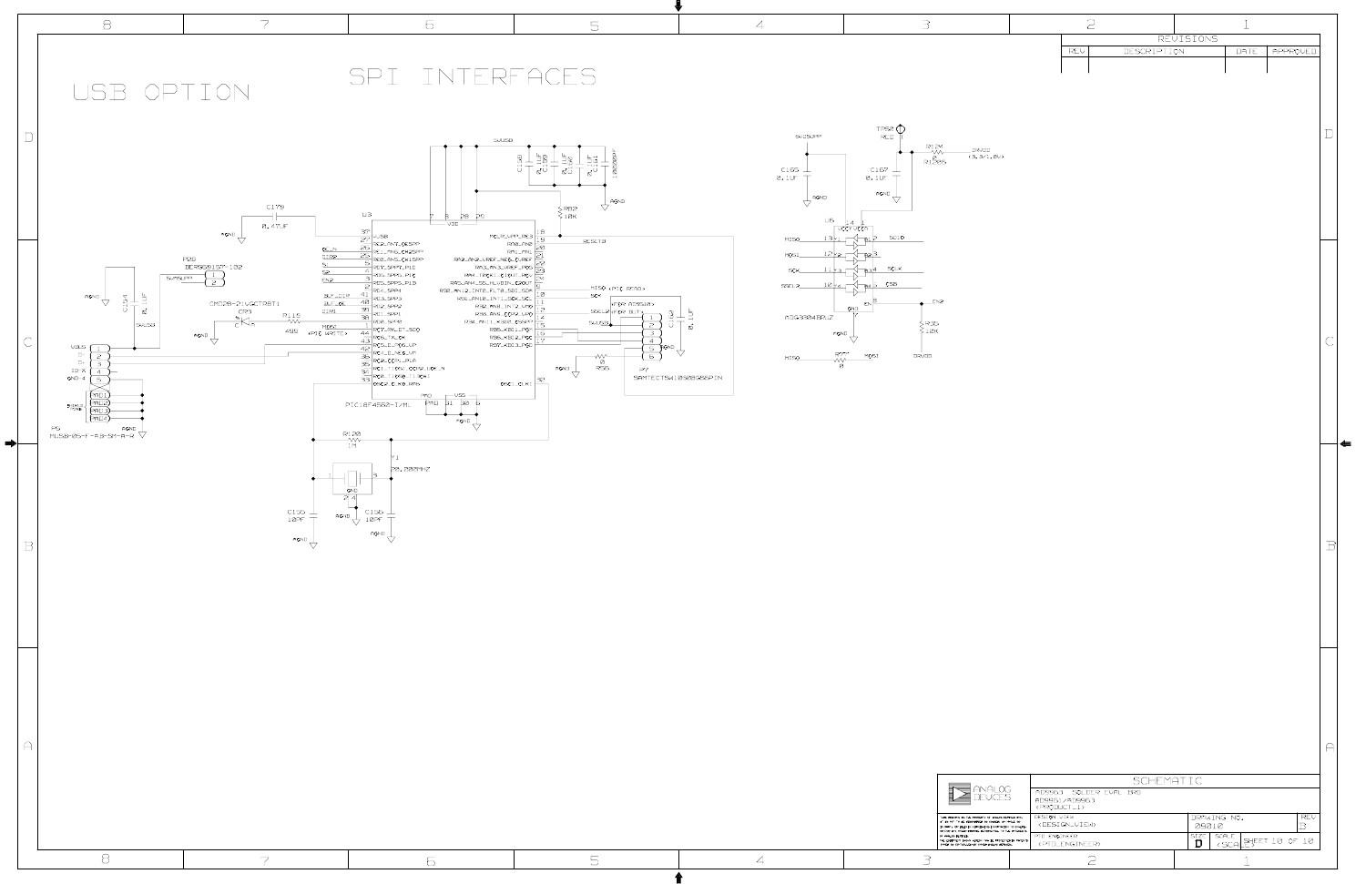# USB OPTION

# SPI INTERFACES

| REVISIONS | | | |
|---|---|---|---|
| REV | DESCRIPTION | DATE | APPROVED |

C179 0.47UF

U3

VUSB, RA0_AN0_OESPP, RC1_AN1_CK2SPP, RA2_AN2_CK1SPP, RE0_SPP7_P10, RE1_SPP6_P11, RE2_SPP5_P12, RE3_SPP4_P13, RE4_SPP3, RE5_SPP2, RE6_SPP1, RE7_SPP0, RC7_RX_DT_SDO, RC6_TX_CK, RC5_D_PLUS_VP, RC4_D_MINUS_VM, RC2_CCP1_P1A, RC1_T1OSI_CCP2_UOE_N, RC0_T1OSO_T13CKI, OSC2_CLKO_RA6

MCLR_VPP_RE3, RA0_AN0, RA1_AN1, RA2_AN2_VREF_NEG_CVREF, RA3_AN3_VREF_POS, RA4_T0CKI_C1OUT_RCV, RA5_AN4_SS_HLVDIN_C2OUT, RB0_AN12_INT0_FLT0_SDI_SDA, RB1_AN10_INT1_SCK_SCL, RB2_AN8_INT2_VMO, RB3_AN9_CCP2_VPO, RB4_AN11_KBI0_CSSPP, RB5_KBI1_PGM, RB6_KBI2_PGC, RB7_KBI3_PGD, OSC1_CLKI

PIC18F4550-I/ML

5VUSB

C158 0.1UF, C159 0.1UF, C160 0.1UF, C161 10000PF

R202 10K

RESETB

MISO (PIC READ), SCK, SSEL2, SSEL3, (FOR AD9510), (FOR AD9520)

MOSI (PIC WRITE)

P7 SAMTECTSW10608GSPIN

C162 0.1UF

R56 0

P18 BERG69157-102

5VSUPP

C154 0.1UF

CR3 CMD28-21VGCTR8T1

R115 499

P5 MUSB05-F-AB-SM-A-R

VBUS, D-, D+, ID-X, GND-4

R120 1M

Y1 20.000MHZ

C155 10PF, C156 10PF

AGND

TP52 RED

R172M, R1205

DRVDD (3.3/1.8V)

C165 0.1UF, C167 0.1UF

U6 ADG3304BRUZ

VCCY, VCCA, EN, GND

MISO, MOSI, SCK, SSEL2

SDIO, SCLK, CSB

EN2

R35 10K

DRVDD

R237 0

SCHEMATIC

AD9653 SOLDER EVAL BRD

AD9651/AD9653

(PRODUCT_ID)

DESIGN VIEW (DESIGN_VIEW)

DRAWING NO. 09010

REV B

PTD ENGINEER (PTD_ENGINEER)

SIZE D

SHEET 10 OF 10